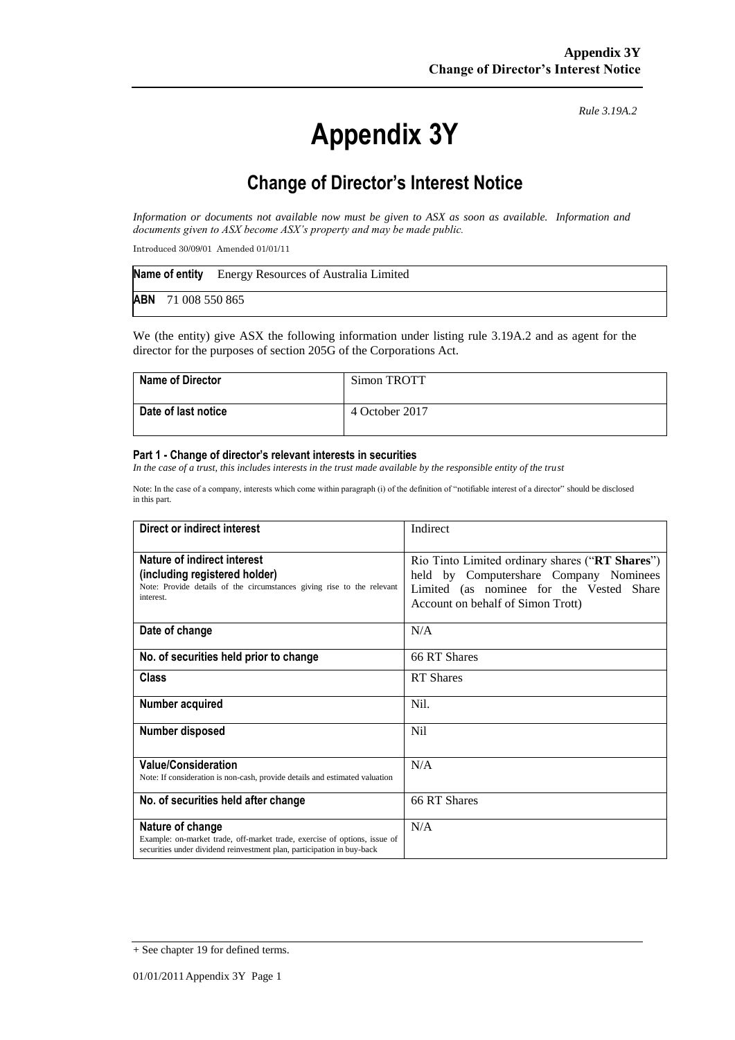*Rule 3.19A.2*

# Appendix 3Y

## Change of Director's Interest Notice

*Information or documents not available now must be given to ASX as soon as available. Information and documents given to ASX become ASX's property and may be made public.*

Introduced 30/09/01 Amended 01/01/11

| **Name of entity** Energy Resources of Australia Limited |
|---|
| **ABN** 71 008 550 865 |

We (the entity) give ASX the following information under listing rule 3.19A.2 and as agent for the director for the purposes of section 205G of the Corporations Act.

| **Name of Director** | Simon TROTT |
|---|---|
| **Date of last notice** | 4 October 2017 |

#### Part 1 - Change of director's relevant interests in securities

*In the case of a trust, this includes interests in the trust made available by the responsible entity of the trust*

Note: In the case of a company, interests which come within paragraph (i) of the definition of "notifiable interest of a director" should be disclosed in this part.

| **Direct or indirect interest** | Indirect |
|---|---|
| **Nature of indirect interest (including registered holder)**<br>Note: Provide details of the circumstances giving rise to the relevant interest. | Rio Tinto Limited ordinary shares ("**RT Shares**") held by Computershare Company Nominees Limited (as nominee for the Vested Share Account on behalf of Simon Trott) |
| **Date of change** | N/A |
| **No. of securities held prior to change** | 66 RT Shares |
| **Class** | RT Shares |
| **Number acquired** | Nil. |
| **Number disposed** | Nil |
| **Value/Consideration**<br>Note: If consideration is non-cash, provide details and estimated valuation | N/A |
| **No. of securities held after change** | 66 RT Shares |
| **Nature of change**<br>Example: on-market trade, off-market trade, exercise of options, issue of securities under dividend reinvestment plan, participation in buy-back | N/A |

+ See chapter 19 for defined terms.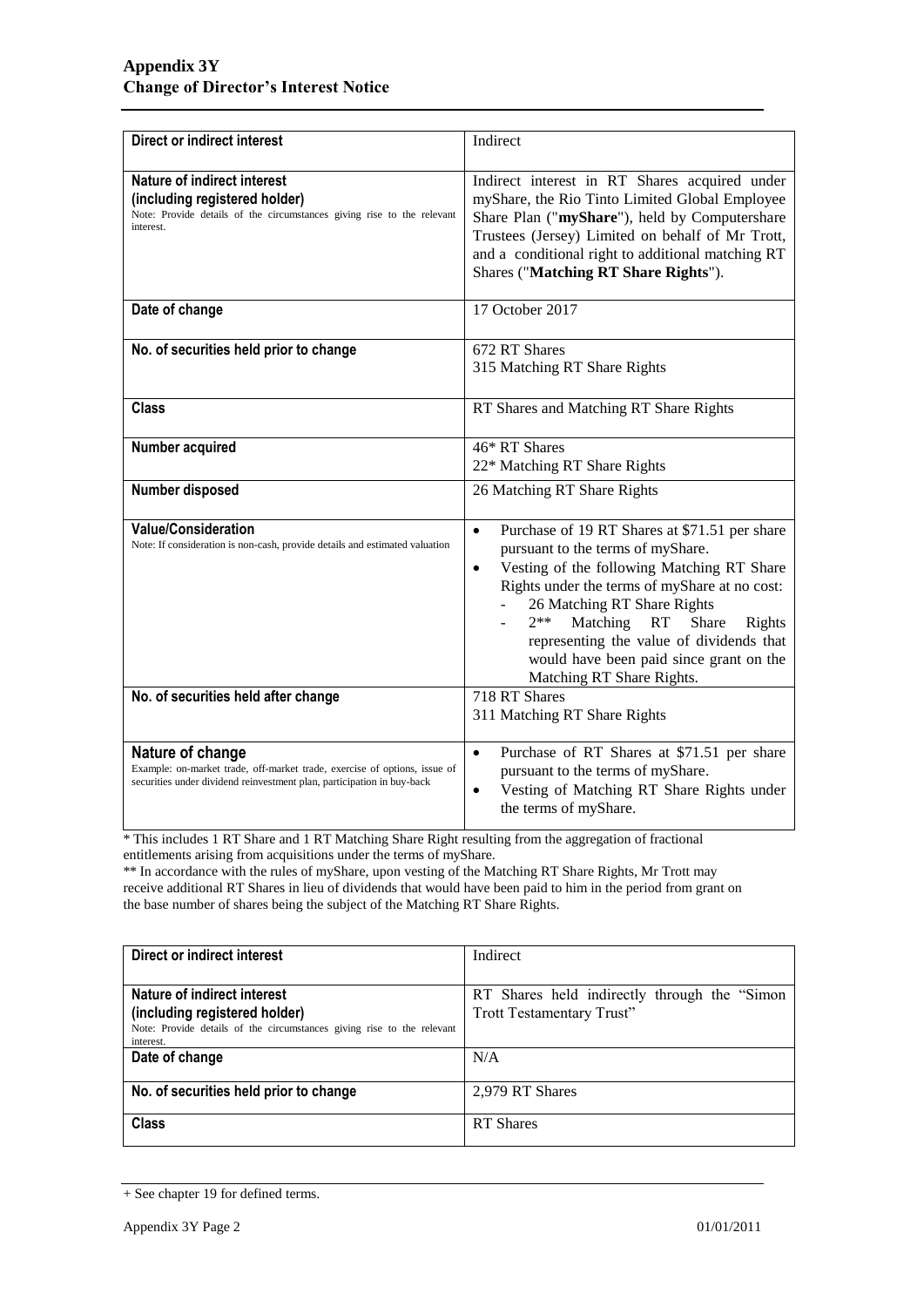**Appendix 3Y**
**Change of Director's Interest Notice**

| | |
|---|---|
| **Direct or indirect interest** | Indirect |
| **Nature of indirect interest (including registered holder)**<br>Note: Provide details of the circumstances giving rise to the relevant interest. | Indirect interest in RT Shares acquired under myShare, the Rio Tinto Limited Global Employee Share Plan ("**myShare**"), held by Computershare Trustees (Jersey) Limited on behalf of Mr Trott, and a conditional right to additional matching RT Shares ("**Matching RT Share Rights**"). |
| **Date of change** | 17 October 2017 |
| **No. of securities held prior to change** | 672 RT Shares<br>315 Matching RT Share Rights |
| **Class** | RT Shares and Matching RT Share Rights |
| **Number acquired** | 46* RT Shares<br>22* Matching RT Share Rights |
| **Number disposed** | 26 Matching RT Share Rights |
| **Value/Consideration**<br>Note: If consideration is non-cash, provide details and estimated valuation | • Purchase of 19 RT Shares at $71.51 per share pursuant to the terms of myShare.<br>• Vesting of the following Matching RT Share Rights under the terms of myShare at no cost:<br>- 26 Matching RT Share Rights<br>- 2** Matching RT Share Rights representing the value of dividends that would have been paid since grant on the Matching RT Share Rights. |
| **No. of securities held after change** | 718 RT Shares<br>311 Matching RT Share Rights |
| **Nature of change**<br>Example: on-market trade, off-market trade, exercise of options, issue of securities under dividend reinvestment plan, participation in buy-back | • Purchase of RT Shares at $71.51 per share pursuant to the terms of myShare.<br>• Vesting of Matching RT Share Rights under the terms of myShare. |

* This includes 1 RT Share and 1 RT Matching Share Right resulting from the aggregation of fractional entitlements arising from acquisitions under the terms of myShare.

** In accordance with the rules of myShare, upon vesting of the Matching RT Share Rights, Mr Trott may receive additional RT Shares in lieu of dividends that would have been paid to him in the period from grant on the base number of shares being the subject of the Matching RT Share Rights.

| | |
|---|---|
| **Direct or indirect interest** | Indirect |
| **Nature of indirect interest (including registered holder)**<br>Note: Provide details of the circumstances giving rise to the relevant interest. | RT Shares held indirectly through the "Simon Trott Testamentary Trust" |
| **Date of change** | N/A |
| **No. of securities held prior to change** | 2,979 RT Shares |
| **Class** | RT Shares |

+ See chapter 19 for defined terms.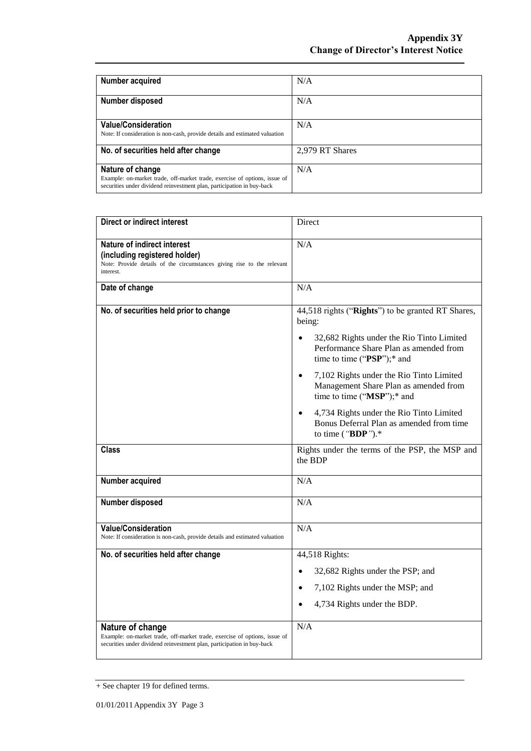| Number acquired | N/A |
|---|---|
| Number disposed | N/A |
| **Value/Consideration**<br>Note: If consideration is non-cash, provide details and estimated valuation | N/A |
| **No. of securities held after change** | 2,979 RT Shares |
| **Nature of change**<br>Example: on-market trade, off-market trade, exercise of options, issue of securities under dividend reinvestment plan, participation in buy-back | N/A |

| Direct or indirect interest | Direct |
|---|---|
| **Nature of indirect interest (including registered holder)**<br>Note: Provide details of the circumstances giving rise to the relevant interest. | N/A |
| **Date of change** | N/A |
| **No. of securities held prior to change** | 44,518 rights ("**Rights**") to be granted RT Shares, being:<br>• 32,682 Rights under the Rio Tinto Limited Performance Share Plan as amended from time to time ("**PSP**");* and<br>• 7,102 Rights under the Rio Tinto Limited Management Share Plan as amended from time to time ("**MSP**");* and<br>• 4,734 Rights under the Rio Tinto Limited Bonus Deferral Plan as amended from time to time (*"***BDP***"*).* |
| **Class** | Rights under the terms of the PSP, the MSP and the BDP |
| **Number acquired** | N/A |
| **Number disposed** | N/A |
| **Value/Consideration**<br>Note: If consideration is non-cash, provide details and estimated valuation | N/A |
| **No. of securities held after change** | 44,518 Rights:<br>• 32,682 Rights under the PSP; and<br>• 7,102 Rights under the MSP; and<br>• 4,734 Rights under the BDP. |
| **Nature of change**<br>Example: on-market trade, off-market trade, exercise of options, issue of securities under dividend reinvestment plan, participation in buy-back | N/A |

+ See chapter 19 for defined terms.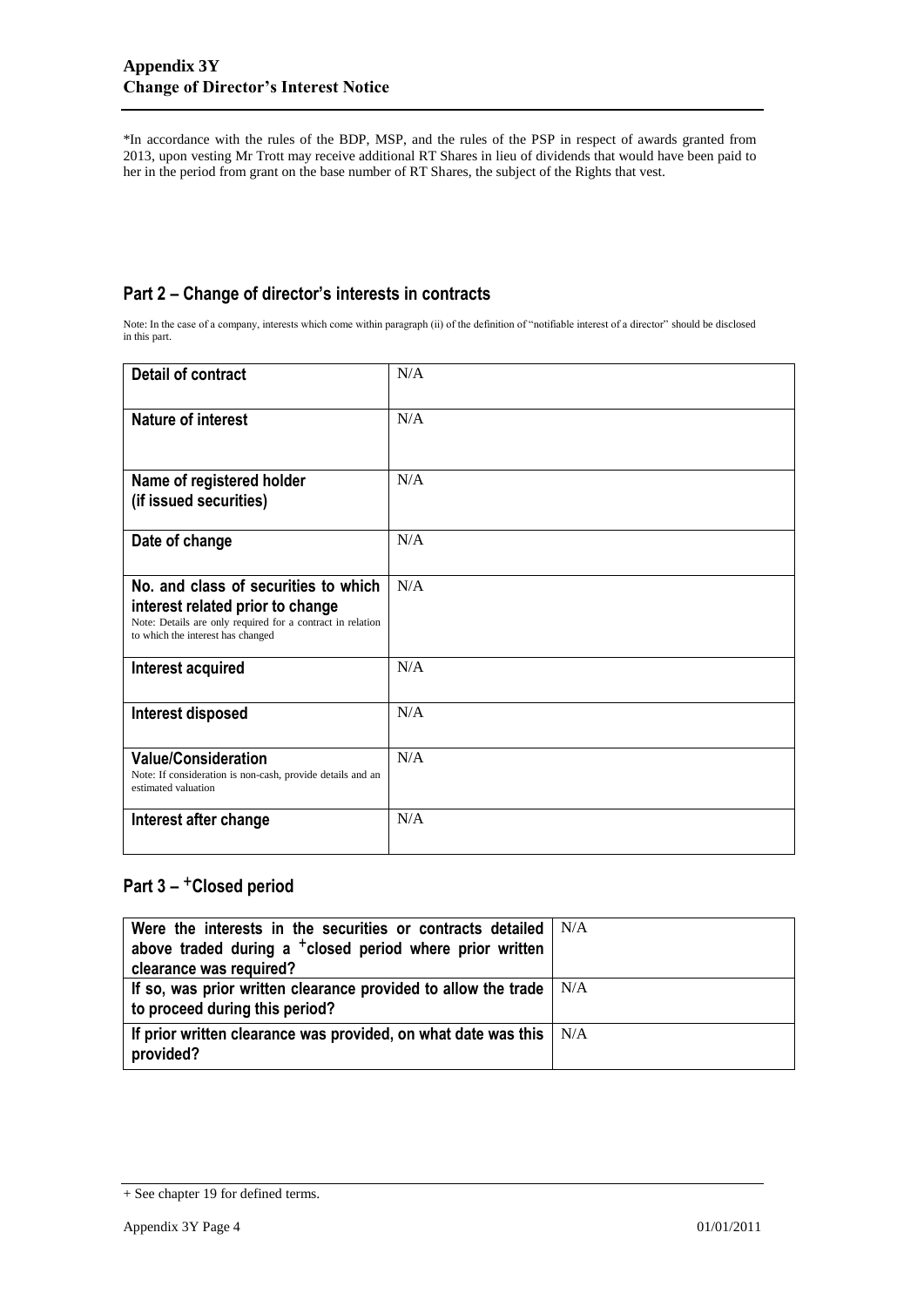*In accordance with the rules of the BDP, MSP, and the rules of the PSP in respect of awards granted from 2013, upon vesting Mr Trott may receive additional RT Shares in lieu of dividends that would have been paid to her in the period from grant on the base number of RT Shares, the subject of the Rights that vest.

## Part 2 – Change of director's interests in contracts

Note: In the case of a company, interests which come within paragraph (ii) of the definition of "notifiable interest of a director" should be disclosed in this part.

| | |
|---|---|
| **Detail of contract** | N/A |
| **Nature of interest** | N/A |
| **Name of registered holder (if issued securities)** | N/A |
| **Date of change** | N/A |
| **No. and class of securities to which interest related prior to change** Note: Details are only required for a contract in relation to which the interest has changed | N/A |
| **Interest acquired** | N/A |
| **Interest disposed** | N/A |
| **Value/Consideration** Note: If consideration is non-cash, provide details and an estimated valuation | N/A |
| **Interest after change** | N/A |

## Part 3 – +Closed period

| | |
|---|---|
| **Were the interests in the securities or contracts detailed above traded during a +closed period where prior written clearance was required?** | N/A |
| **If so, was prior written clearance provided to allow the trade to proceed during this period?** | N/A |
| **If prior written clearance was provided, on what date was this provided?** | N/A |

+ See chapter 19 for defined terms.